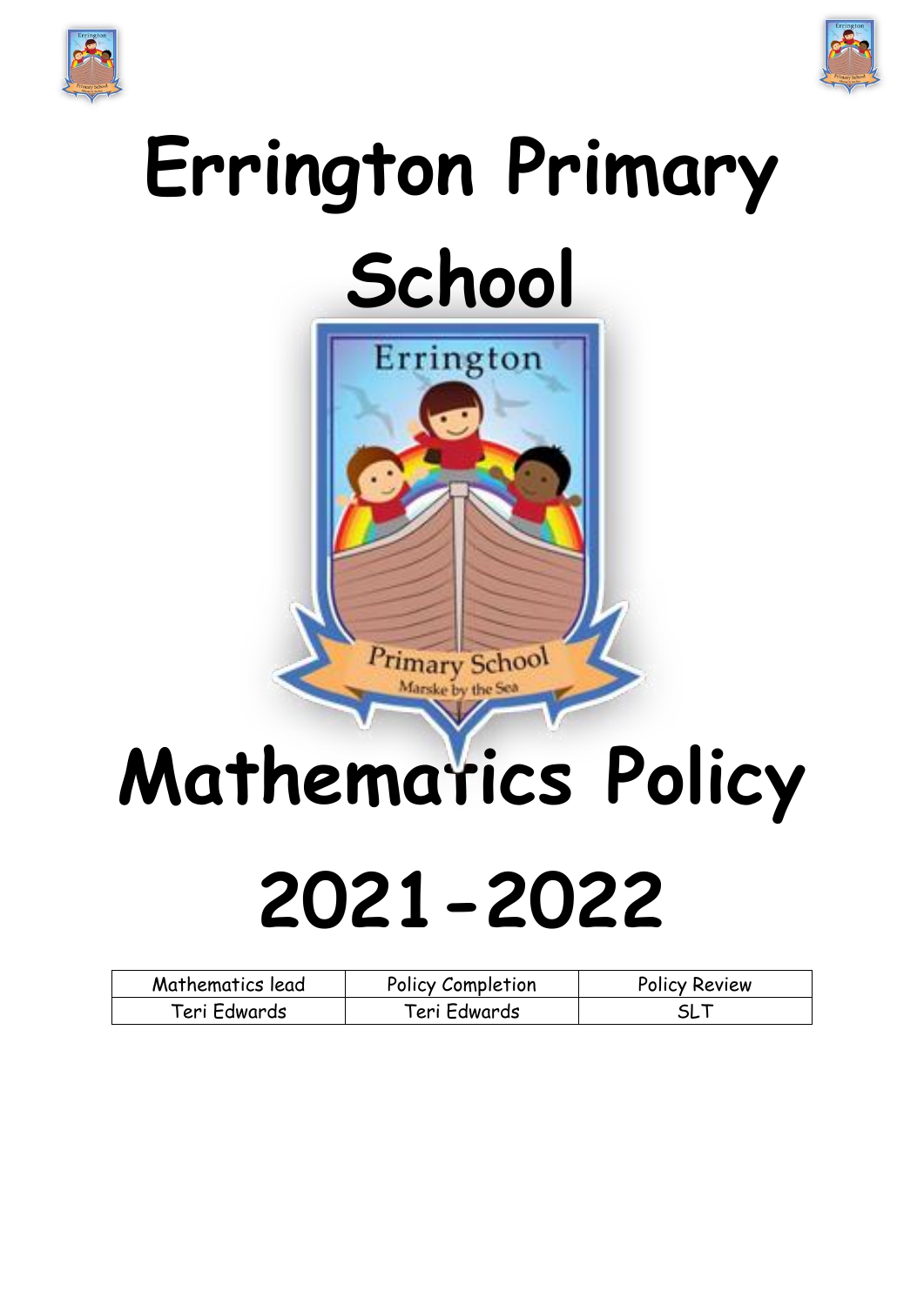# Errington Primary School

# Mathematics Policy 2021-2022

| Mathematics lead | Policy Completion | Policy Review |
| --- | --- | --- |
| Teri Edwards | Teri Edwards | SLT |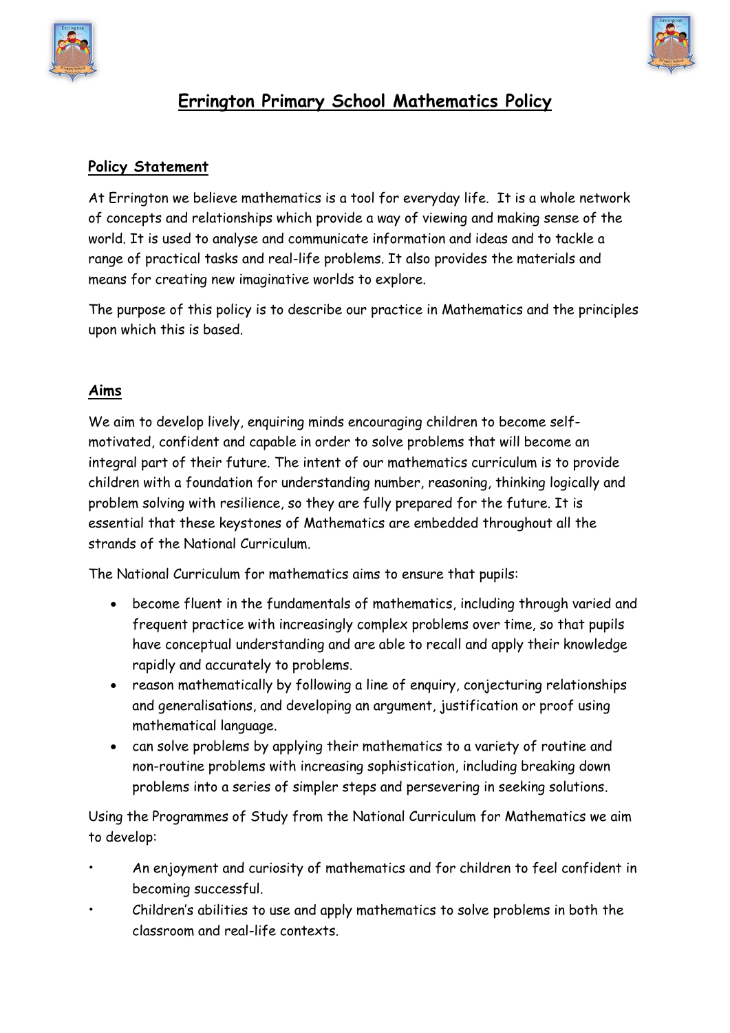# Errington Primary School Mathematics Policy

## Policy Statement

At Errington we believe mathematics is a tool for everyday life. It is a whole network of concepts and relationships which provide a way of viewing and making sense of the world. It is used to analyse and communicate information and ideas and to tackle a range of practical tasks and real-life problems. It also provides the materials and means for creating new imaginative worlds to explore.

The purpose of this policy is to describe our practice in Mathematics and the principles upon which this is based.

## Aims

We aim to develop lively, enquiring minds encouraging children to become self-motivated, confident and capable in order to solve problems that will become an integral part of their future. The intent of our mathematics curriculum is to provide children with a foundation for understanding number, reasoning, thinking logically and problem solving with resilience, so they are fully prepared for the future. It is essential that these keystones of Mathematics are embedded throughout all the strands of the National Curriculum.

The National Curriculum for mathematics aims to ensure that pupils:

- become fluent in the fundamentals of mathematics, including through varied and frequent practice with increasingly complex problems over time, so that pupils have conceptual understanding and are able to recall and apply their knowledge rapidly and accurately to problems.
- reason mathematically by following a line of enquiry, conjecturing relationships and generalisations, and developing an argument, justification or proof using mathematical language.
- can solve problems by applying their mathematics to a variety of routine and non-routine problems with increasing sophistication, including breaking down problems into a series of simpler steps and persevering in seeking solutions.

Using the Programmes of Study from the National Curriculum for Mathematics we aim to develop:

- An enjoyment and curiosity of mathematics and for children to feel confident in becoming successful.
- Children's abilities to use and apply mathematics to solve problems in both the classroom and real-life contexts.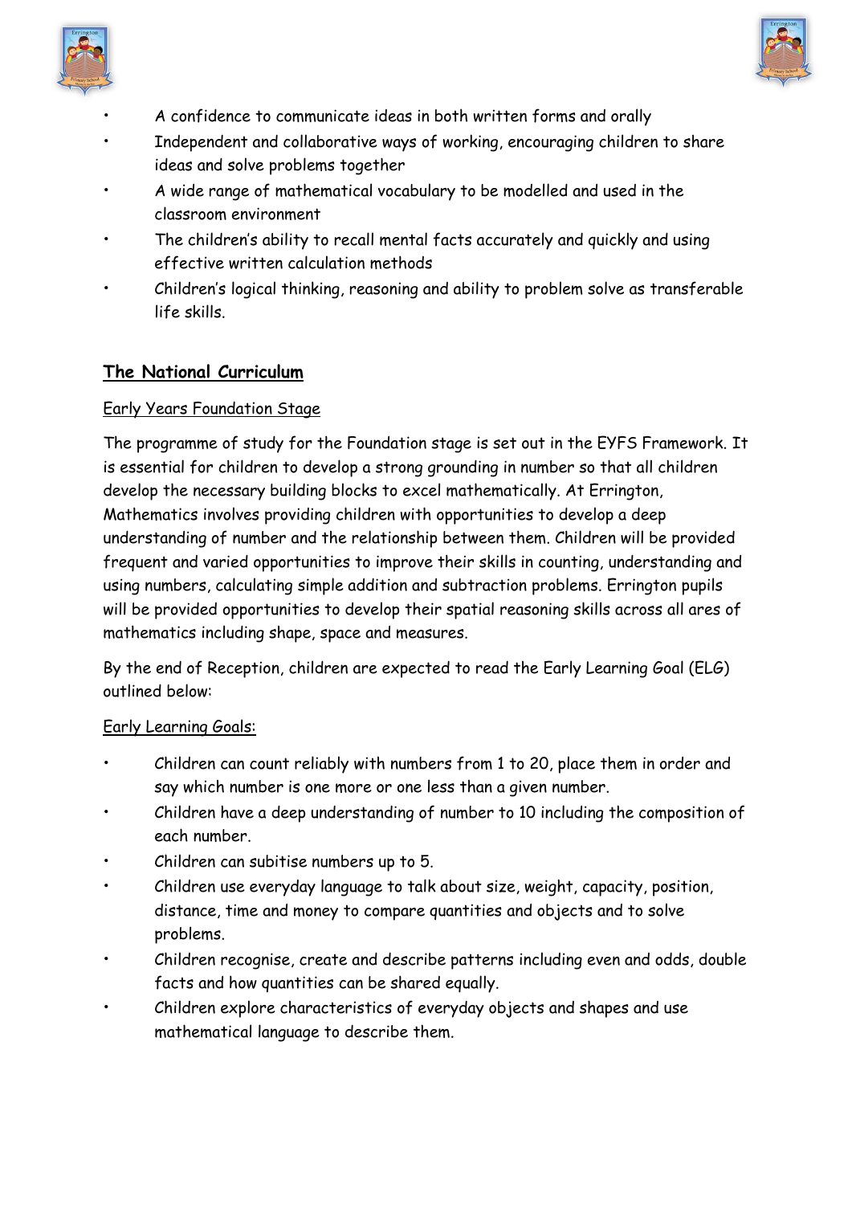- A confidence to communicate ideas in both written forms and orally
- Independent and collaborative ways of working, encouraging children to share ideas and solve problems together
- A wide range of mathematical vocabulary to be modelled and used in the classroom environment
- The children's ability to recall mental facts accurately and quickly and using effective written calculation methods
- Children's logical thinking, reasoning and ability to problem solve as transferable life skills.

## The National Curriculum

### Early Years Foundation Stage

The programme of study for the Foundation stage is set out in the EYFS Framework. It is essential for children to develop a strong grounding in number so that all children develop the necessary building blocks to excel mathematically. At Errington, Mathematics involves providing children with opportunities to develop a deep understanding of number and the relationship between them. Children will be provided frequent and varied opportunities to improve their skills in counting, understanding and using numbers, calculating simple addition and subtraction problems. Errington pupils will be provided opportunities to develop their spatial reasoning skills across all ares of mathematics including shape, space and measures.

By the end of Reception, children are expected to read the Early Learning Goal (ELG) outlined below:

### Early Learning Goals:

- Children can count reliably with numbers from 1 to 20, place them in order and say which number is one more or one less than a given number.
- Children have a deep understanding of number to 10 including the composition of each number.
- Children can subitise numbers up to 5.
- Children use everyday language to talk about size, weight, capacity, position, distance, time and money to compare quantities and objects and to solve problems.
- Children recognise, create and describe patterns including even and odds, double facts and how quantities can be shared equally.
- Children explore characteristics of everyday objects and shapes and use mathematical language to describe them.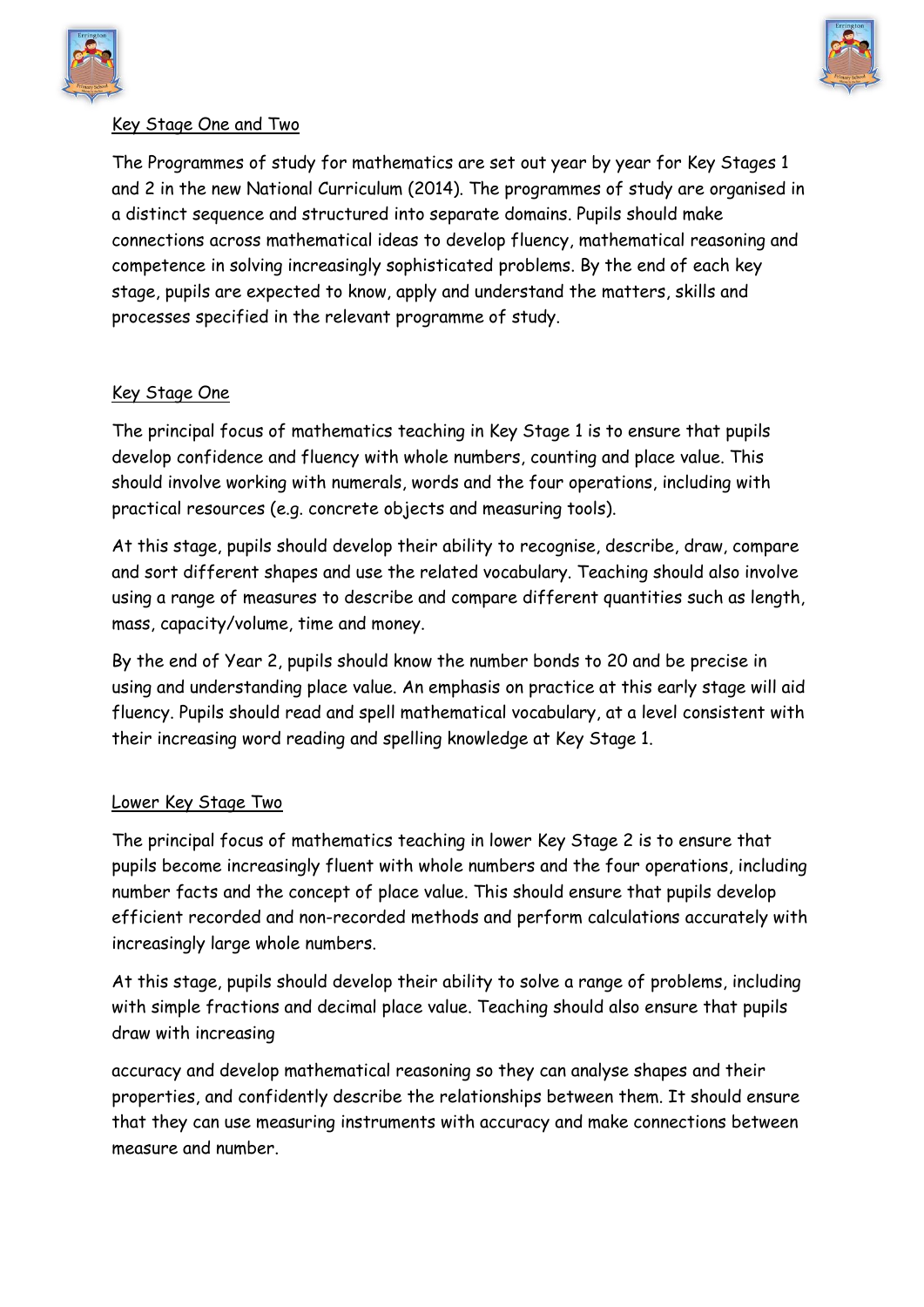## Key Stage One and Two

The Programmes of study for mathematics are set out year by year for Key Stages 1 and 2 in the new National Curriculum (2014). The programmes of study are organised in a distinct sequence and structured into separate domains. Pupils should make connections across mathematical ideas to develop fluency, mathematical reasoning and competence in solving increasingly sophisticated problems. By the end of each key stage, pupils are expected to know, apply and understand the matters, skills and processes specified in the relevant programme of study.

## Key Stage One

The principal focus of mathematics teaching in Key Stage 1 is to ensure that pupils develop confidence and fluency with whole numbers, counting and place value. This should involve working with numerals, words and the four operations, including with practical resources (e.g. concrete objects and measuring tools).

At this stage, pupils should develop their ability to recognise, describe, draw, compare and sort different shapes and use the related vocabulary. Teaching should also involve using a range of measures to describe and compare different quantities such as length, mass, capacity/volume, time and money.

By the end of Year 2, pupils should know the number bonds to 20 and be precise in using and understanding place value. An emphasis on practice at this early stage will aid fluency. Pupils should read and spell mathematical vocabulary, at a level consistent with their increasing word reading and spelling knowledge at Key Stage 1.

## Lower Key Stage Two

The principal focus of mathematics teaching in lower Key Stage 2 is to ensure that pupils become increasingly fluent with whole numbers and the four operations, including number facts and the concept of place value. This should ensure that pupils develop efficient recorded and non-recorded methods and perform calculations accurately with increasingly large whole numbers.

At this stage, pupils should develop their ability to solve a range of problems, including with simple fractions and decimal place value. Teaching should also ensure that pupils draw with increasing accuracy and develop mathematical reasoning so they can analyse shapes and their properties, and confidently describe the relationships between them. It should ensure that they can use measuring instruments with accuracy and make connections between measure and number.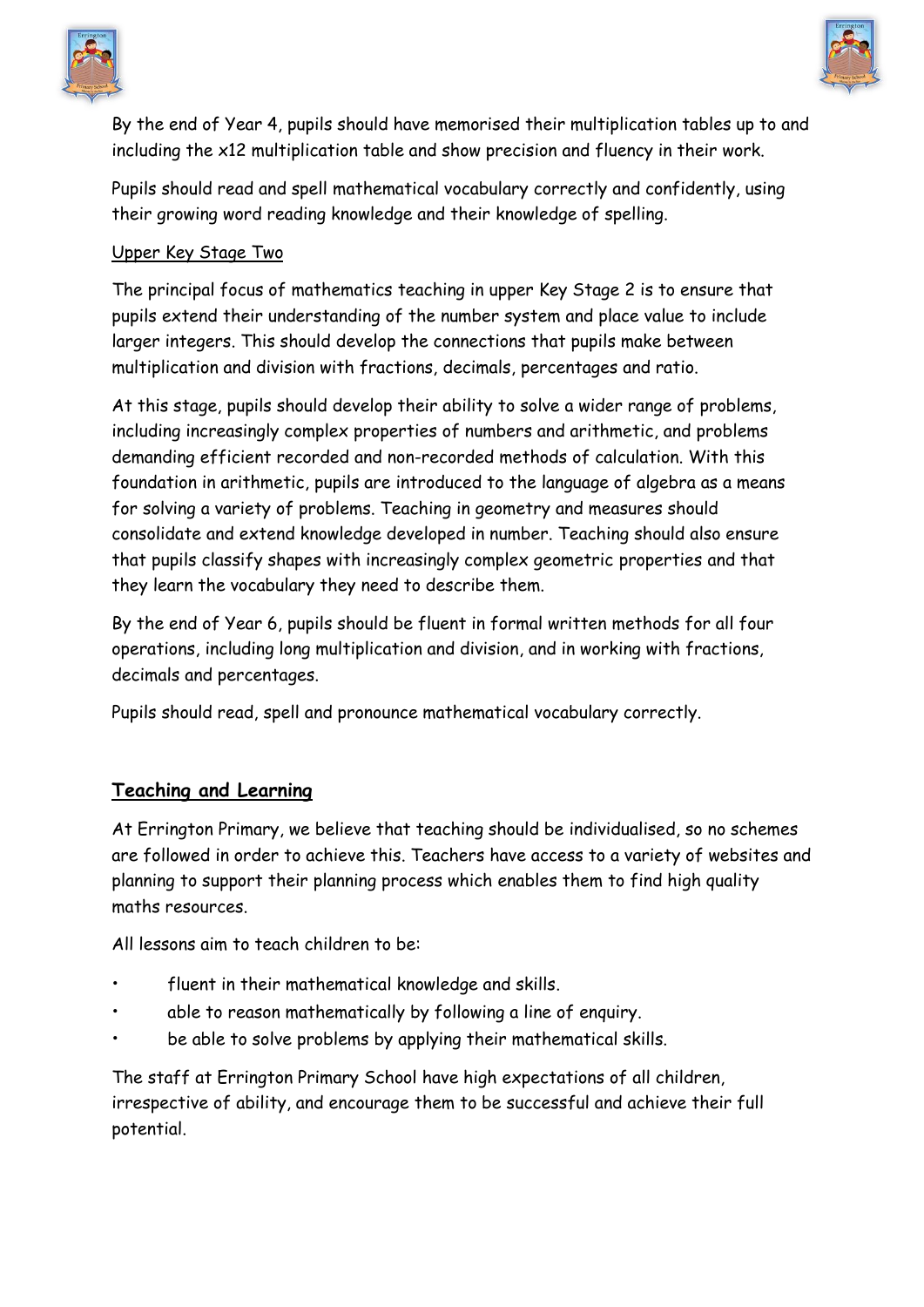By the end of Year 4, pupils should have memorised their multiplication tables up to and including the x12 multiplication table and show precision and fluency in their work.

Pupils should read and spell mathematical vocabulary correctly and confidently, using their growing word reading knowledge and their knowledge of spelling.

<u>Upper Key Stage Two</u>

The principal focus of mathematics teaching in upper Key Stage 2 is to ensure that pupils extend their understanding of the number system and place value to include larger integers. This should develop the connections that pupils make between multiplication and division with fractions, decimals, percentages and ratio.

At this stage, pupils should develop their ability to solve a wider range of problems, including increasingly complex properties of numbers and arithmetic, and problems demanding efficient recorded and non-recorded methods of calculation. With this foundation in arithmetic, pupils are introduced to the language of algebra as a means for solving a variety of problems. Teaching in geometry and measures should consolidate and extend knowledge developed in number. Teaching should also ensure that pupils classify shapes with increasingly complex geometric properties and that they learn the vocabulary they need to describe them.

By the end of Year 6, pupils should be fluent in formal written methods for all four operations, including long multiplication and division, and in working with fractions, decimals and percentages.

Pupils should read, spell and pronounce mathematical vocabulary correctly.

## Teaching and Learning

At Errington Primary, we believe that teaching should be individualised, so no schemes are followed in order to achieve this. Teachers have access to a variety of websites and planning to support their planning process which enables them to find high quality maths resources.

All lessons aim to teach children to be:

- fluent in their mathematical knowledge and skills.
- able to reason mathematically by following a line of enquiry.
- be able to solve problems by applying their mathematical skills.

The staff at Errington Primary School have high expectations of all children, irrespective of ability, and encourage them to be successful and achieve their full potential.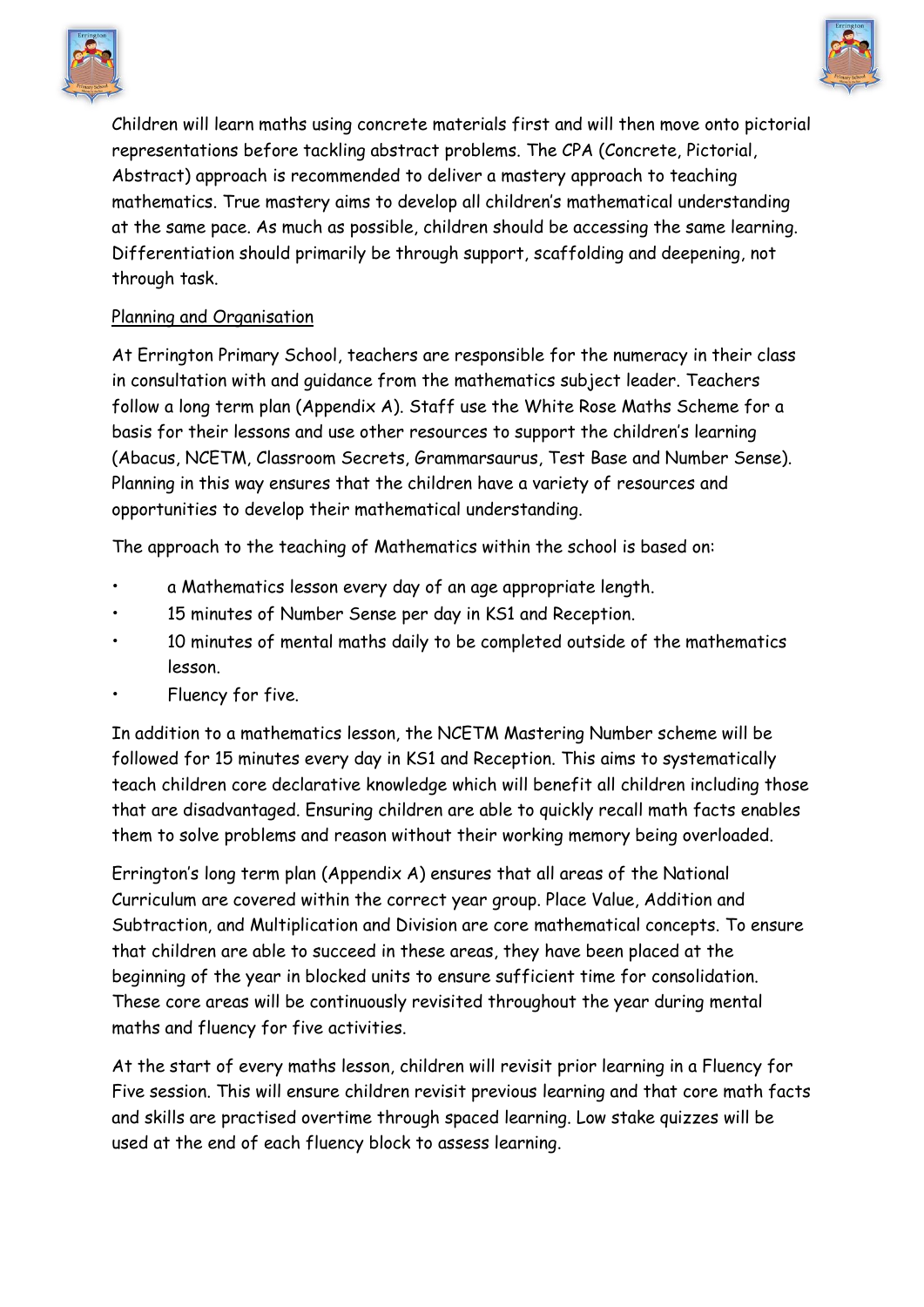Children will learn maths using concrete materials first and will then move onto pictorial representations before tackling abstract problems. The CPA (Concrete, Pictorial, Abstract) approach is recommended to deliver a mastery approach to teaching mathematics. True mastery aims to develop all children's mathematical understanding at the same pace. As much as possible, children should be accessing the same learning. Differentiation should primarily be through support, scaffolding and deepening, not through task.

<u>Planning and Organisation</u>

At Errington Primary School, teachers are responsible for the numeracy in their class in consultation with and guidance from the mathematics subject leader. Teachers follow a long term plan (Appendix A). Staff use the White Rose Maths Scheme for a basis for their lessons and use other resources to support the children's learning (Abacus, NCETM, Classroom Secrets, Grammarsaurus, Test Base and Number Sense). Planning in this way ensures that the children have a variety of resources and opportunities to develop their mathematical understanding.

The approach to the teaching of Mathematics within the school is based on:

- a Mathematics lesson every day of an age appropriate length.
- 15 minutes of Number Sense per day in KS1 and Reception.
- 10 minutes of mental maths daily to be completed outside of the mathematics lesson.
- Fluency for five.

In addition to a mathematics lesson, the NCETM Mastering Number scheme will be followed for 15 minutes every day in KS1 and Reception. This aims to systematically teach children core declarative knowledge which will benefit all children including those that are disadvantaged. Ensuring children are able to quickly recall math facts enables them to solve problems and reason without their working memory being overloaded.

Errington's long term plan (Appendix A) ensures that all areas of the National Curriculum are covered within the correct year group. Place Value, Addition and Subtraction, and Multiplication and Division are core mathematical concepts. To ensure that children are able to succeed in these areas, they have been placed at the beginning of the year in blocked units to ensure sufficient time for consolidation. These core areas will be continuously revisited throughout the year during mental maths and fluency for five activities.

At the start of every maths lesson, children will revisit prior learning in a Fluency for Five session. This will ensure children revisit previous learning and that core math facts and skills are practised overtime through spaced learning. Low stake quizzes will be used at the end of each fluency block to assess learning.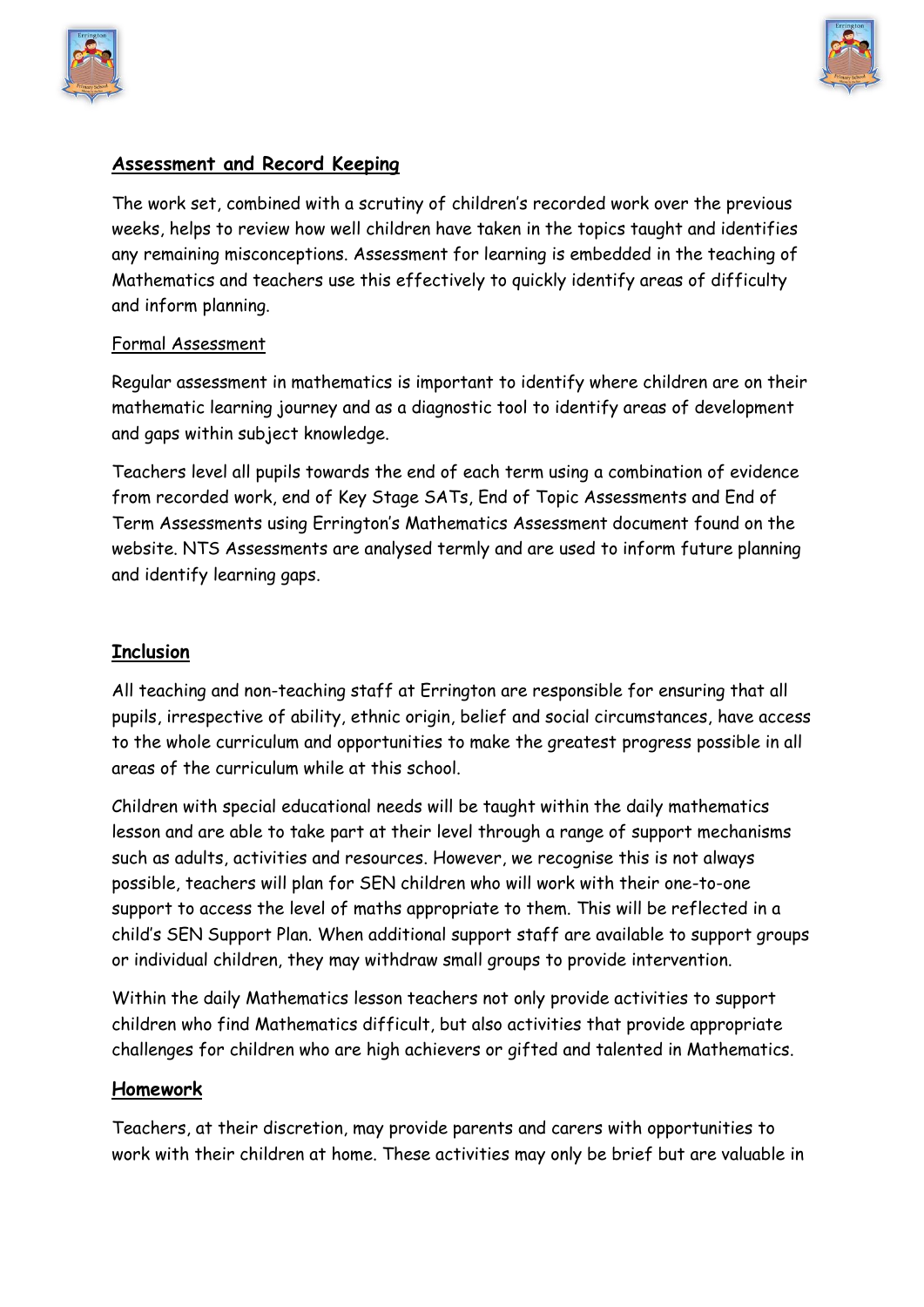## **Assessment and Record Keeping**

The work set, combined with a scrutiny of children's recorded work over the previous weeks, helps to review how well children have taken in the topics taught and identifies any remaining misconceptions. Assessment for learning is embedded in the teaching of Mathematics and teachers use this effectively to quickly identify areas of difficulty and inform planning.

### Formal Assessment

Regular assessment in mathematics is important to identify where children are on their mathematic learning journey and as a diagnostic tool to identify areas of development and gaps within subject knowledge.

Teachers level all pupils towards the end of each term using a combination of evidence from recorded work, end of Key Stage SATs, End of Topic Assessments and End of Term Assessments using Errington's Mathematics Assessment document found on the website. NTS Assessments are analysed termly and are used to inform future planning and identify learning gaps.

## **Inclusion**

All teaching and non-teaching staff at Errington are responsible for ensuring that all pupils, irrespective of ability, ethnic origin, belief and social circumstances, have access to the whole curriculum and opportunities to make the greatest progress possible in all areas of the curriculum while at this school.

Children with special educational needs will be taught within the daily mathematics lesson and are able to take part at their level through a range of support mechanisms such as adults, activities and resources. However, we recognise this is not always possible, teachers will plan for SEN children who will work with their one-to-one support to access the level of maths appropriate to them. This will be reflected in a child's SEN Support Plan. When additional support staff are available to support groups or individual children, they may withdraw small groups to provide intervention.

Within the daily Mathematics lesson teachers not only provide activities to support children who find Mathematics difficult, but also activities that provide appropriate challenges for children who are high achievers or gifted and talented in Mathematics.

## **Homework**

Teachers, at their discretion, may provide parents and carers with opportunities to work with their children at home. These activities may only be brief but are valuable in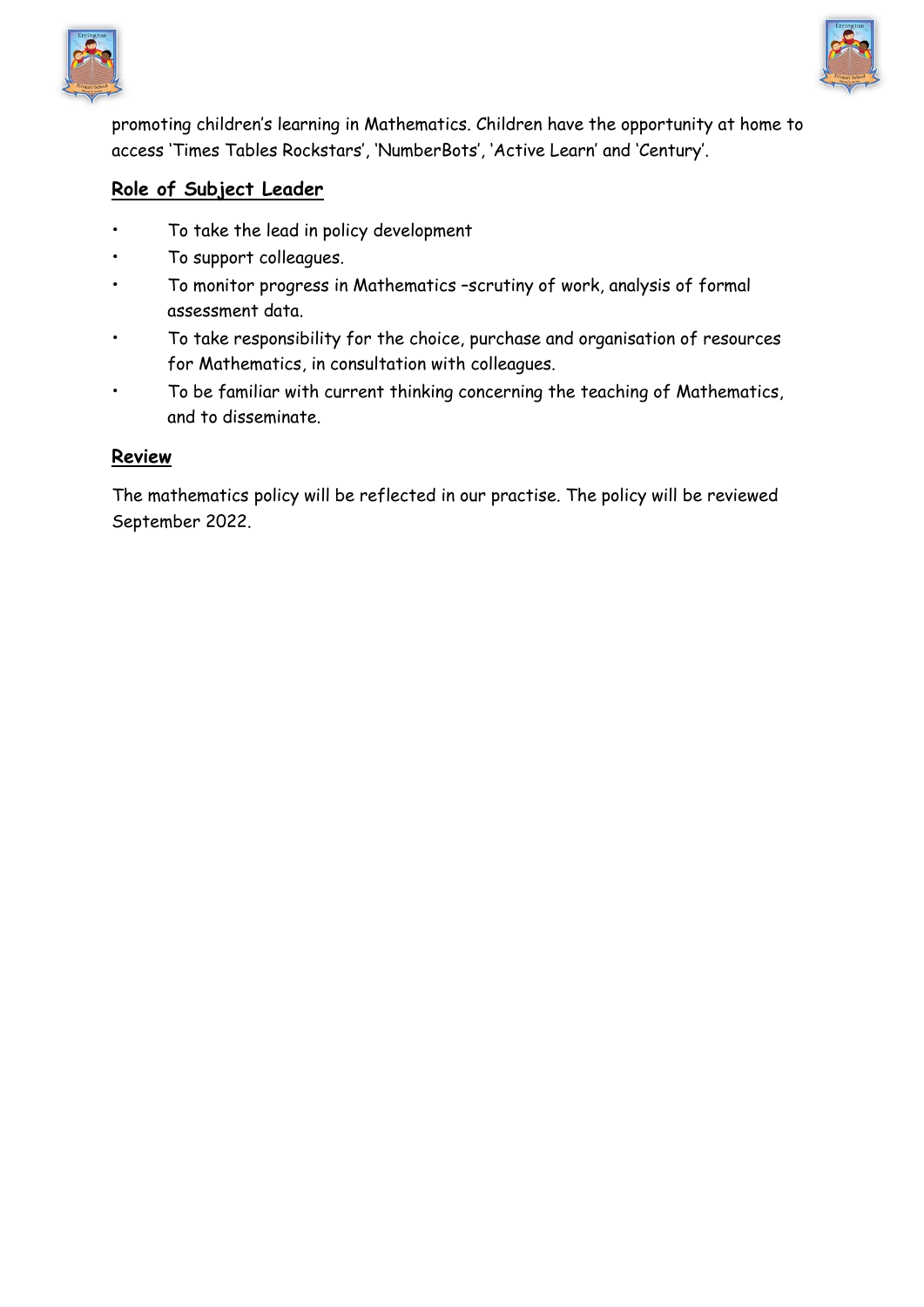promoting children's learning in Mathematics. Children have the opportunity at home to access 'Times Tables Rockstars', 'NumberBots', 'Active Learn' and 'Century'.

## Role of Subject Leader

- To take the lead in policy development
- To support colleagues.
- To monitor progress in Mathematics –scrutiny of work, analysis of formal assessment data.
- To take responsibility for the choice, purchase and organisation of resources for Mathematics, in consultation with colleagues.
- To be familiar with current thinking concerning the teaching of Mathematics, and to disseminate.

## Review

The mathematics policy will be reflected in our practise. The policy will be reviewed September 2022.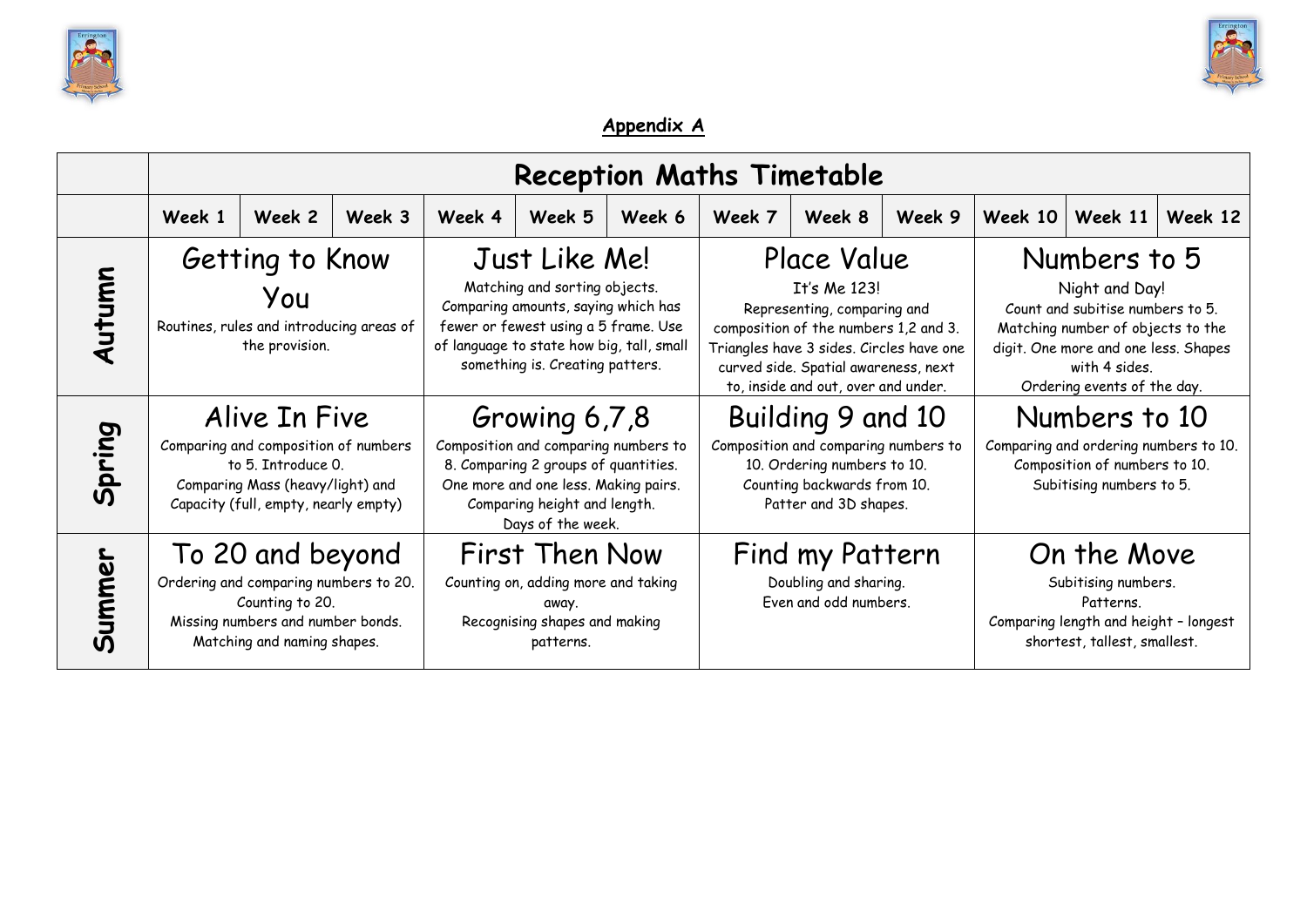**Appendix A**

| | Reception Maths Timetable | | | | | | | | | | | |
|---|---|---|---|---|---|---|---|---|---|---|---|---|
| | Week 1 | Week 2 | Week 3 | Week 4 | Week 5 | Week 6 | Week 7 | Week 8 | Week 9 | Week 10 | Week 11 | Week 12 |
| **Autumn** | Getting to Know You<br>Routines, rules and introducing areas of the provision. | | | Just Like Me!<br>Matching and sorting objects. Comparing amounts, saying which has fewer or fewest using a 5 frame. Use of language to state how big, tall, small something is. Creating patters. | | | Place Value<br>It's Me 123!<br>Representing, comparing and composition of the numbers 1,2 and 3. Triangles have 3 sides. Circles have one curved side. Spatial awareness, next to, inside and out, over and under. | | | Numbers to 5<br>Night and Day!<br>Count and subitise numbers to 5. Matching number of objects to the digit. One more and one less. Shapes with 4 sides.<br>Ordering events of the day. | | |
| **Spring** | Alive In Five<br>Comparing and composition of numbers to 5. Introduce 0.<br>Comparing Mass (heavy/light) and Capacity (full, empty, nearly empty) | | | Growing 6,7,8<br>Composition and comparing numbers to 8. Comparing 2 groups of quantities. One more and one less. Making pairs. Comparing height and length.<br>Days of the week. | | | Building 9 and 10<br>Composition and comparing numbers to 10. Ordering numbers to 10. Counting backwards from 10.<br>Patter and 3D shapes. | | | Numbers to 10<br>Comparing and ordering numbers to 10. Composition of numbers to 10. Subitising numbers to 5. | | |
| **Summer** | To 20 and beyond<br>Ordering and comparing numbers to 20. Counting to 20.<br>Missing numbers and number bonds. Matching and naming shapes. | | | First Then Now<br>Counting on, adding more and taking away.<br>Recognising shapes and making patterns. | | | Find my Pattern<br>Doubling and sharing.<br>Even and odd numbers. | | | On the Move<br>Subitising numbers.<br>Patterns.<br>Comparing length and height – longest shortest, tallest, smallest. | | |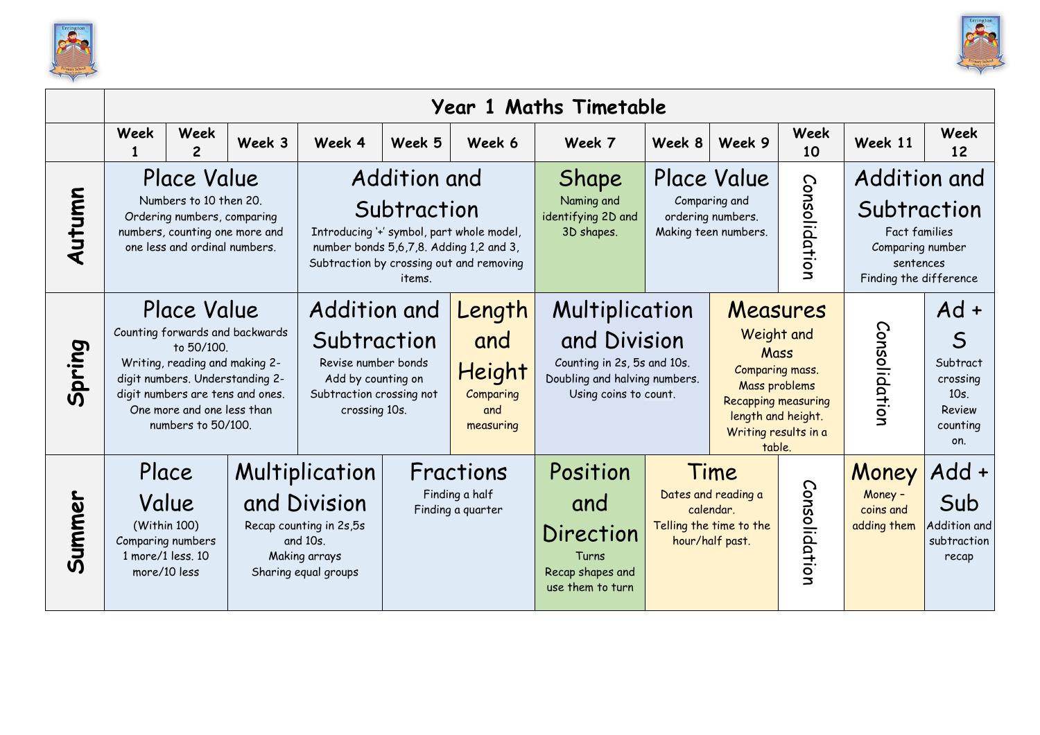| | Year 1 Maths Timetable | | | | | | | | | | | |
|---|---|---|---|---|---|---|---|---|---|---|---|---|
| | Week 1 | Week 2 | Week 3 | Week 4 | Week 5 | Week 6 | Week 7 | Week 8 | Week 9 | Week 10 | Week 11 | Week 12 |
| **Autumn** | **Place Value** Numbers to 10 then 20. Ordering numbers, comparing numbers, counting one more and one less and ordinal numbers. | | | **Addition and Subtraction** Introducing '+' symbol, part whole model, number bonds 5,6,7,8. Adding 1,2 and 3, Subtraction by crossing out and removing items. | | | **Shape** Naming and identifying 2D and 3D shapes. | **Place Value** Comparing and ordering numbers. Making teen numbers. | | Consolidation | **Addition and Subtraction** Fact families Comparing number sentences Finding the difference | |
| **Spring** | **Place Value** Counting forwards and backwards to 50/100. Writing, reading and making 2-digit numbers. Understanding 2-digit numbers are tens and ones. One more and one less than numbers to 50/100. | | | **Addition and Subtraction** Revise number bonds Add by counting on Subtraction crossing not crossing 10s. | | **Length and Height** Comparing and measuring | **Multiplication and Division** Counting in 2s, 5s and 10s. Doubling and halving numbers. Using coins to count. | | **Measures** Weight and Mass Comparing mass. Mass problems Recapping measuring length and height. Writing results in a table. | | Consolidation | **Ad + S** Subtract crossing 10s. Review counting on. |
| **Summer** | **Place Value** (Within 100) Comparing numbers 1 more/1 less. 10 more/10 less | | **Multiplication and Division** Recap counting in 2s,5s and 10s. Making arrays Sharing equal groups | | **Fractions** Finding a half Finding a quarter | | **Position and Direction** Turns Recap shapes and use them to turn | **Time** Dates and reading a calendar. Telling the time to the hour/half past. | | Consolidation | **Money** Money – coins and adding them | **Add + Sub** Addition and subtraction recap |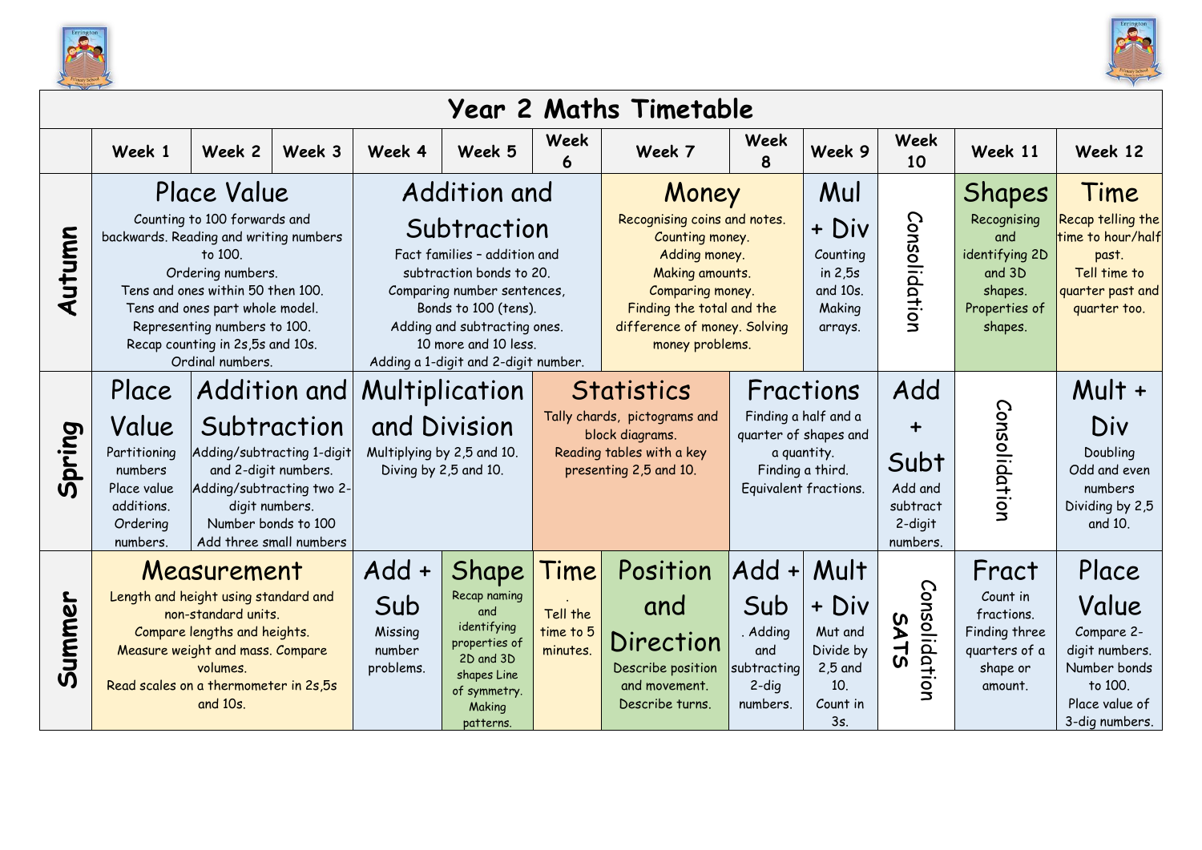# Year 2 Maths Timetable

| | Week 1 | Week 2 | Week 3 | Week 4 | Week 5 | Week 6 | Week 7 | Week 8 | Week 9 | Week 10 | Week 11 | Week 12 |
|---|---|---|---|---|---|---|---|---|---|---|---|---|
| **Autumn** | **Place Value** Counting to 100 forwards and backwards. Reading and writing numbers to 100. Ordering numbers. Tens and ones within 50 then 100. Tens and ones part whole model. Representing numbers to 100. Recap counting in 2s,5s and 10s. Ordinal numbers. | | | **Addition and Subtraction** Fact families – addition and subtraction bonds to 20. Comparing number sentences, Bonds to 100 (tens). Adding and subtracting ones. 10 more and 10 less. Adding a 1-digit and 2-digit number. | | | **Money** Recognising coins and notes. Counting money. Adding money. Making amounts. Comparing money. Finding the total and the difference of money. Solving money problems. | | **Mul + Div** Counting in 2,5s and 10s. Making arrays. | Consolidation | **Shapes** Recognising and identifying 2D and 3D shapes. Properties of shapes. | **Time** Recap telling the time to hour/half past. Tell time to quarter past and quarter too. |
| **Spring** | **Place Value** Partitioning numbers Place value additions. Ordering numbers. | **Addition and Subtraction** Adding/subtracting 1-digit and 2-digit numbers. Adding/subtracting two 2-digit numbers. Number bonds to 100 Add three small numbers | | **Multiplication and Division** Multiplying by 2,5 and 10. Diving by 2,5 and 10. | | **Statistics** Tally chards, pictograms and block diagrams. Reading tables with a key presenting 2,5 and 10. | | **Fractions** Finding a half and a quarter of shapes and a quantity. Finding a third. Equivalent fractions. | | **Add + Subt** Add and subtract 2-digit numbers. | Consolidation | **Mult + Div** Doubling Odd and even numbers Dividing by 2,5 and 10. |
| **Summer** | **Measurement** Length and height using standard and non-standard units. Compare lengths and heights. Measure weight and mass. Compare volumes. Read scales on a thermometer in 2s,5s and 10s. | | | **Add + Sub** Missing number problems. | **Shape** Recap naming and identifying properties of 2D and 3D shapes Line of symmetry. Making patterns. | **Time** . Tell the time to 5 minutes. | **Position and Direction** Describe position and movement. Describe turns. | **Add + Sub** . Adding and subtracting 2-dig numbers. | **Mult + Div** Mut and Divide by 2,5 and 10. Count in 3s. | Consolidation **SATS** | **Fract** Count in fractions. Finding three quarters of a shape or amount. | **Place Value** Compare 2-digit numbers. Number bonds to 100. Place value of 3-dig numbers. |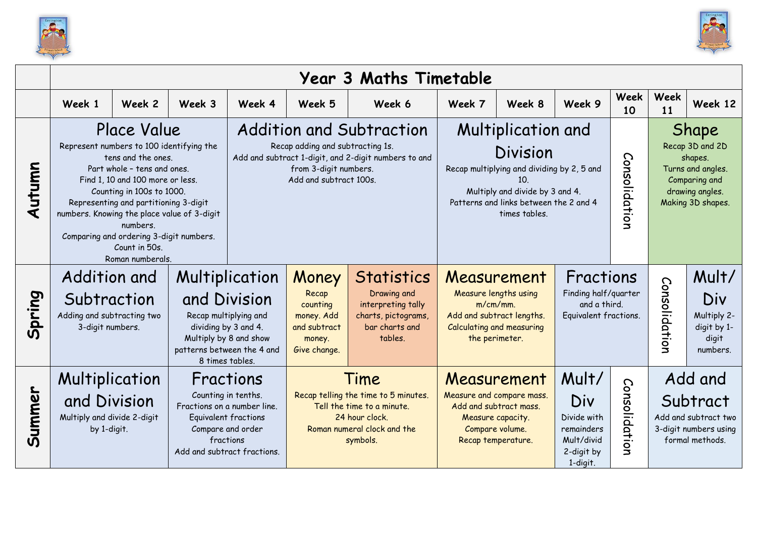# Year 3 Maths Timetable

| | Week 1 | Week 2 | Week 3 | Week 4 | Week 5 | Week 6 | Week 7 | Week 8 | Week 9 | Week 10 | Week 11 | Week 12 |
|---|---|---|---|---|---|---|---|---|---|---|---|---|
| **Autumn** | **Place Value** Represent numbers to 100 identifying the tens and the ones. Part whole – tens and ones. Find 1, 10 and 100 more or less. Counting in 100s to 1000. Representing and partitioning 3-digit numbers. Knowing the place value of 3-digit numbers. Comparing and ordering 3-digit numbers. Count in 50s. Roman numerals. | | | **Addition and Subtraction** Recap adding and subtracting 1s. Add and subtract 1-digit, and 2-digit numbers to and from 3-digit numbers. Add and subtract 100s. | | | **Multiplication and Division** Recap multiplying and dividing by 2, 5 and 10. Multiply and divide by 3 and 4. Patterns and links between the 2 and 4 times tables. | | | Consolidation | **Shape** Recap 3D and 2D shapes. Turns and angles. Comparing and drawing angles. Making 3D shapes. | |
| **Spring** | **Addition and Subtraction** Adding and subtracting two 3-digit numbers. | | **Multiplication and Division** Recap multiplying and dividing by 3 and 4. Multiply by 8 and show patterns between the 4 and 8 times tables. | | **Money** Recap counting money. Add and subtract money. Give change. | **Statistics** Drawing and interpreting tally charts, pictograms, bar charts and tables. | **Measurement** Measure lengths using m/cm/mm. Add and subtract lengths. Calculating and measuring the perimeter. | | **Fractions** Finding half/quarter and a third. Equivalent fractions. | | Consolidation | **Mult/ Div** Multiply 2-digit by 1-digit numbers. |
| **Summer** | **Multiplication and Division** Multiply and divide 2-digit by 1-digit. | | **Fractions** Counting in tenths. Fractions on a number line. Equivalent fractions Compare and order fractions Add and subtract fractions. | | **Time** Recap telling the time to 5 minutes. Tell the time to a minute. 24 hour clock. Roman numeral clock and the symbols. | | **Measurement** Measure and compare mass. Add and subtract mass. Measure capacity. Compare volume. Recap temperature. | | **Mult/ Div** Divide with remainders Mult/divid 2-digit by 1-digit. | Consolidation | **Add and Subtract** Add and subtract two 3-digit numbers using formal methods. | |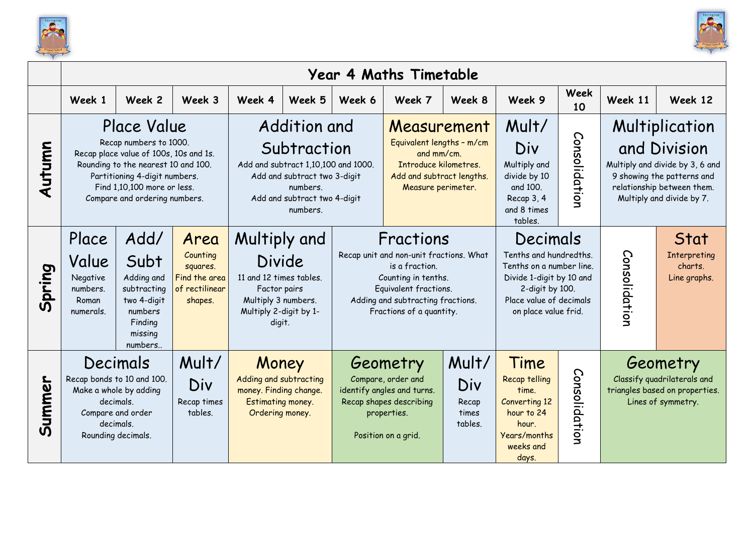| | Year 4 Maths Timetable | | | | | | | | | | | |
|---|---|---|---|---|---|---|---|---|---|---|---|---|
| | Week 1 | Week 2 | Week 3 | Week 4 | Week 5 | Week 6 | Week 7 | Week 8 | Week 9 | Week 10 | Week 11 | Week 12 |
| **Autumn** | **Place Value** Recap numbers to 1000. Recap place value of 100s, 10s and 1s. Rounding to the nearest 10 and 100. Partitioning 4-digit numbers. Find 1,10,100 more or less. Compare and ordering numbers. | | | **Addition and Subtraction** Add and subtract 1,10,100 and 1000. Add and subtract two 3-digit numbers. Add and subtract two 4-digit numbers. | | | **Measurement** Equivalent lengths – m/cm and mm/cm. Introduce kilometres. Add and subtract lengths. Measure perimeter. | | **Mult/ Div** Multiply and divide by 10 and 100. Recap 3, 4 and 8 times tables. | Consolidation | **Multiplication and Division** Multiply and divide by 3, 6 and 9 showing the patterns and relationship between them. Multiply and divide by 7. | |
| **Spring** | **Place Value** Negative numbers. Roman numerals. | **Add/ Subt** Adding and subtracting two 4-digit numbers Finding missing numbers.. | **Area** Counting squares. Find the area of rectilinear shapes. | **Multiply and Divide** 11 and 12 times tables. Factor pairs Multiply 3 numbers. Multiply 2-digit by 1-digit. | | **Fractions** Recap unit and non-unit fractions. What is a fraction. Counting in tenths. Equivalent fractions. Adding and subtracting fractions. Fractions of a quantity. | | | **Decimals** Tenths and hundredths. Tenths on a number line. Divide 1-digit by 10 and 2-digit by 100. Place value of decimals on place value frid. | | Consolidation | **Stat** Interpreting charts. Line graphs. |
| **Summer** | **Decimals** Recap bonds to 10 and 100. Make a whole by adding decimals. Compare and order decimals. Rounding decimals. | | **Mult/ Div** Recap times tables. | **Money** Adding and subtracting money. Finding change. Estimating money. Ordering money. | | **Geometry** Compare, order and identify angles and turns. Recap shapes describing properties. Position on a grid. | | **Mult/ Div** Recap times tables. | **Time** Recap telling time. Converting 12 hour to 24 hour. Years/months weeks and days. | Consolidation | **Geometry** Classify quadrilaterals and triangles based on properties. Lines of symmetry. | |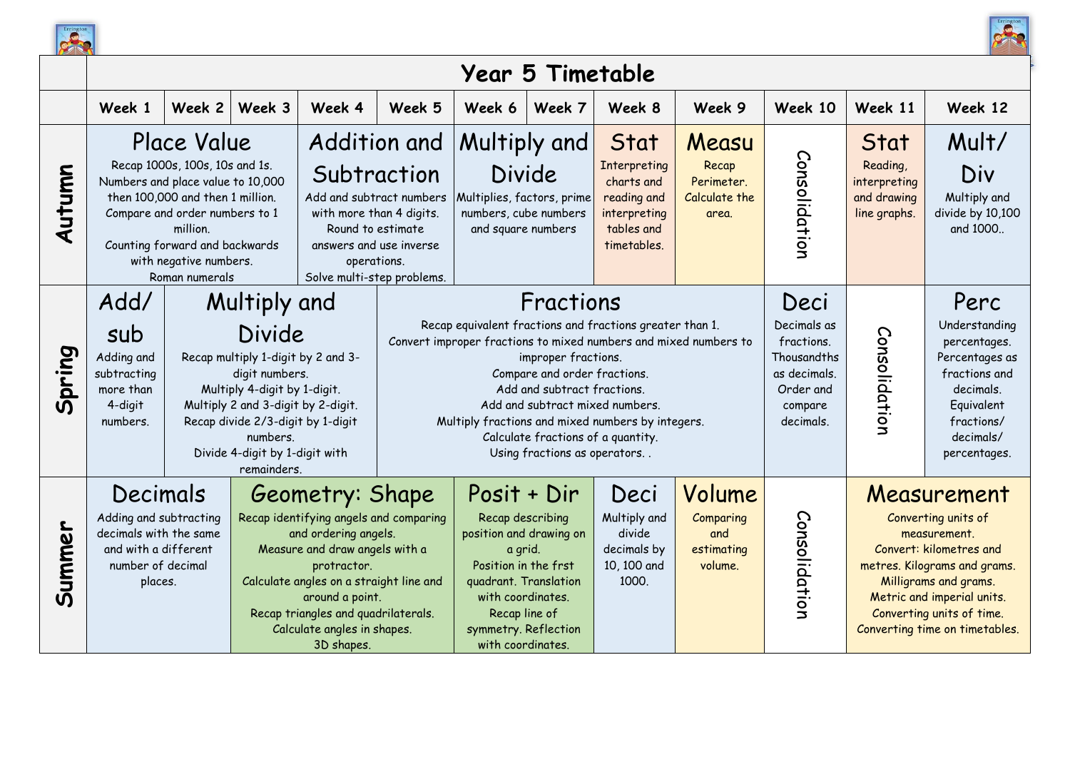# Year 5 Timetable

| | Week 1 | Week 2 | Week 3 | Week 4 | Week 5 | Week 6 | Week 7 | Week 8 | Week 9 | Week 10 | Week 11 | Week 12 |
|---|---|---|---|---|---|---|---|---|---|---|---|---|
| **Autumn** | **Place Value** Recap 1000s, 100s, 10s and 1s. Numbers and place value to 10,000 then 100,000 and then 1 million. Compare and order numbers to 1 million. Counting forward and backwards with negative numbers. Roman numerals | | | **Addition and Subtraction** Add and subtract numbers with more than 4 digits. Round to estimate answers and use inverse operations. Solve multi-step problems. | | **Multiply and Divide** Multiplies, factors, prime numbers, cube numbers and square numbers | | **Stat** Interpreting charts and reading and interpreting tables and timetables. | **Measu** Recap Perimeter. Calculate the area. | Consolidation | **Stat** Reading, interpreting and drawing line graphs. | **Mult/ Div** Multiply and divide by 10,100 and 1000.. |
| **Spring** | **Add/ sub** Adding and subtracting more than 4-digit numbers. | **Multiply and Divide** Recap multiply 1-digit by 2 and 3-digit numbers. Multiply 4-digit by 1-digit. Multiply 2 and 3-digit by 2-digit. Recap divide 2/3-digit by 1-digit numbers. Divide 4-digit by 1-digit with remainders. | | | **Fractions** Recap equivalent fractions and fractions greater than 1. Convert improper fractions to mixed numbers and mixed numbers to improper fractions. Compare and order fractions. Add and subtract fractions. Add and subtract mixed numbers. Multiply fractions and mixed numbers by integers. Calculate fractions of a quantity. Using fractions as operators. . | | | | | **Deci** Decimals as fractions. Thousandths as decimals. Order and compare decimals. | Consolidation | **Perc** Understanding percentages. Percentages as fractions and decimals. Equivalent fractions/ decimals/ percentages. |
| **Summer** | **Decimals** Adding and subtracting decimals with the same and with a different number of decimal places. | | **Geometry: Shape** Recap identifying angels and comparing and ordering angels. Measure and draw angels with a protractor. Calculate angles on a straight line and around a point. Recap triangles and quadrilaterals. Calculate angles in shapes. 3D shapes. | | | **Posit + Dir** Recap describing position and drawing on a grid. Position in the frst quadrant. Translation with coordinates. Recap line of symmetry. Reflection with coordinates. | | **Deci** Multiply and divide decimals by 10, 100 and 1000. | **Volume** Comparing and estimating volume. | Consolidation | **Measurement** Converting units of measurement. Convert: kilometres and metres. Kilograms and grams. Milligrams and grams. Metric and imperial units. Converting units of time. Converting time on timetables. | |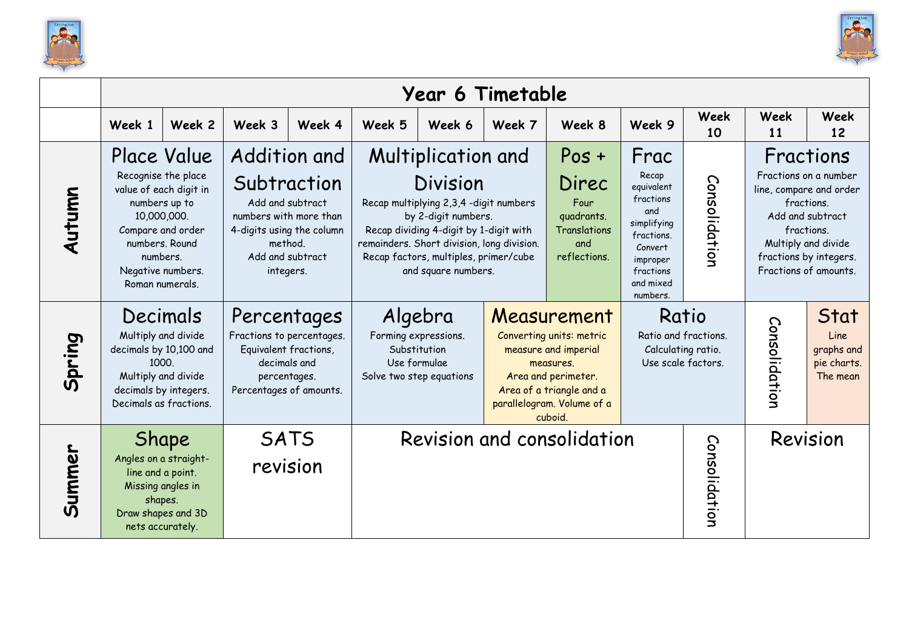# Year 6 Timetable

| | Week 1 | Week 2 | Week 3 | Week 4 | Week 5 | Week 6 | Week 7 | Week 8 | Week 9 | Week 10 | Week 11 | Week 12 |
|---|---|---|---|---|---|---|---|---|---|---|---|---|
| **Autumn** | **Place Value** Recognise the place value of each digit in numbers up to 10,000,000. Compare and order numbers. Round numbers. Negative numbers. Roman numerals. | | **Addition and Subtraction** Add and subtract numbers with more than 4-digits using the column method. Add and subtract integers. | | **Multiplication and Division** Recap multiplying 2,3,4 -digit numbers by 2-digit numbers. Recap dividing 4-digit by 1-digit with remainders. Short division, long division. Recap factors, multiples, primer/cube and square numbers. | | | **Pos + Direc** Four quadrants. Translations and reflections. | **Frac** Recap equivalent fractions and simplifying fractions. Convert improper fractions and mixed numbers. | Consolidation | **Fractions** Fractions on a number line, compare and order fractions. Add and subtract fractions. Multiply and divide fractions by integers. Fractions of amounts. | |
| **Spring** | **Decimals** Multiply and divide decimals by 10,100 and 1000. Multiply and divide decimals by integers. Decimals as fractions. | | **Percentages** Fractions to percentages. Equivalent fractions, decimals and percentages. Percentages of amounts. | | **Algebra** Forming expressions. Substitution Use formulae Solve two step equations | | **Measurement** Converting units: metric measure and imperial measures. Area and perimeter. Area of a triangle and a parallelogram. Volume of a cuboid. | | **Ratio** Ratio and fractions. Calculating ratio. Use scale factors. | | Consolidation | **Stat** Line graphs and pie charts. The mean |
| **Summer** | **Shape** Angles on a straight-line and a point. Missing angles in shapes. Draw shapes and 3D nets accurately. | | **SATS revision** | | **Revision and consolidation** | | | | | Consolidation | **Revision** | |